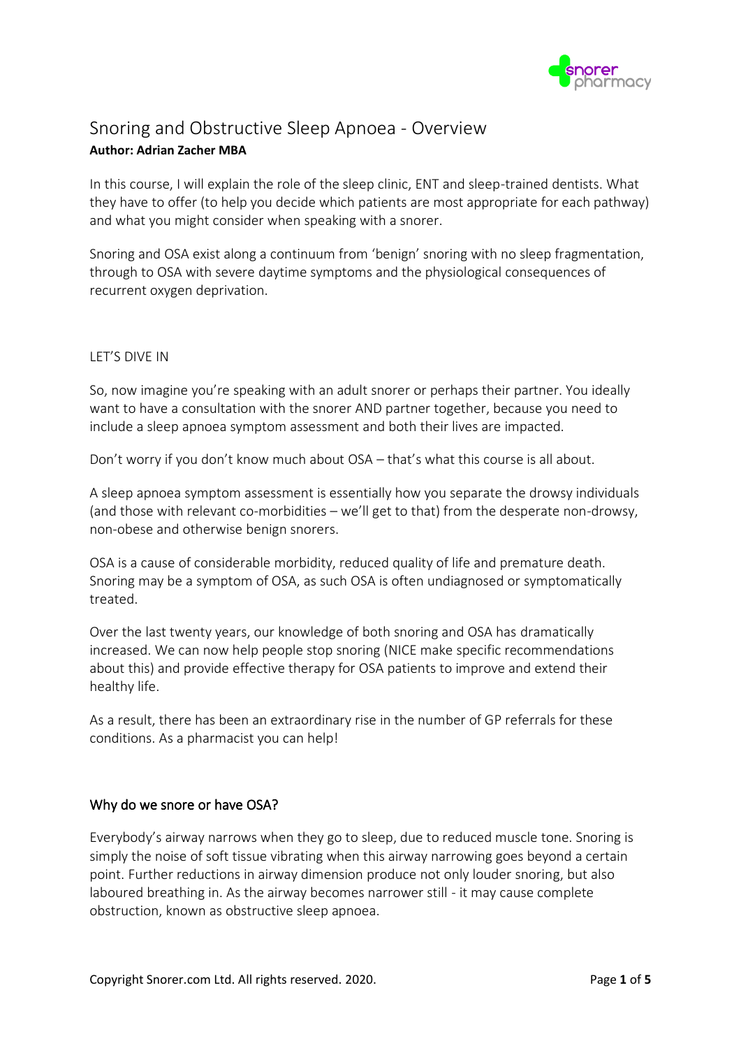# Snoring and Obstructive Sleep Apnoea - Overview

**Author: Adrian Zacher MBA**

In this course, I will explain the role of the sleep clinic, ENT and sleep-trained dentists. What they have to offer (to help you decide which patients are most appropriate for each pathway) and what you might consider when speaking with a snorer.

Snoring and OSA exist along a continuum from 'benign' snoring with no sleep fragmentation, through to OSA with severe daytime symptoms and the physiological consequences of recurrent oxygen deprivation.

LET'S DIVE IN

So, now imagine you're speaking with an adult snorer or perhaps their partner. You ideally want to have a consultation with the snorer AND partner together, because you need to include a sleep apnoea symptom assessment and both their lives are impacted.

Don't worry if you don't know much about OSA – that's what this course is all about.

A sleep apnoea symptom assessment is essentially how you separate the drowsy individuals (and those with relevant co-morbidities – we'll get to that) from the desperate non-drowsy, non-obese and otherwise benign snorers.

OSA is a cause of considerable morbidity, reduced quality of life and premature death. Snoring may be a symptom of OSA, as such OSA is often undiagnosed or symptomatically treated.

Over the last twenty years, our knowledge of both snoring and OSA has dramatically increased. We can now help people stop snoring (NICE make specific recommendations about this) and provide effective therapy for OSA patients to improve and extend their healthy life.

As a result, there has been an extraordinary rise in the number of GP referrals for these conditions. As a pharmacist you can help!

## Why do we snore or have OSA?

Everybody's airway narrows when they go to sleep, due to reduced muscle tone. Snoring is simply the noise of soft tissue vibrating when this airway narrowing goes beyond a certain point. Further reductions in airway dimension produce not only louder snoring, but also laboured breathing in. As the airway becomes narrower still - it may cause complete obstruction, known as obstructive sleep apnoea.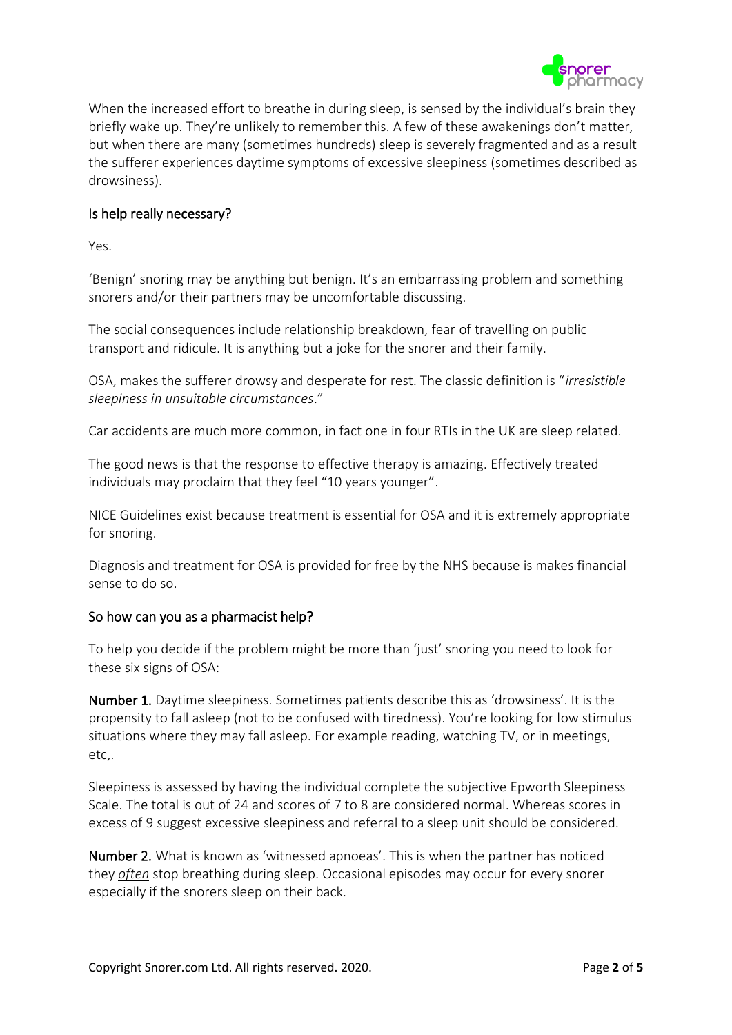When the increased effort to breathe in during sleep, is sensed by the individual's brain they briefly wake up. They're unlikely to remember this. A few of these awakenings don't matter, but when there are many (sometimes hundreds) sleep is severely fragmented and as a result the sufferer experiences daytime symptoms of excessive sleepiness (sometimes described as drowsiness).

## Is help really necessary?

Yes.

'Benign' snoring may be anything but benign. It's an embarrassing problem and something snorers and/or their partners may be uncomfortable discussing.

The social consequences include relationship breakdown, fear of travelling on public transport and ridicule. It is anything but a joke for the snorer and their family.

OSA, makes the sufferer drowsy and desperate for rest. The classic definition is "*irresistible sleepiness in unsuitable circumstances*."

Car accidents are much more common, in fact one in four RTIs in the UK are sleep related.

The good news is that the response to effective therapy is amazing. Effectively treated individuals may proclaim that they feel "10 years younger".

NICE Guidelines exist because treatment is essential for OSA and it is extremely appropriate for snoring.

Diagnosis and treatment for OSA is provided for free by the NHS because is makes financial sense to do so.

## So how can you as a pharmacist help?

To help you decide if the problem might be more than 'just' snoring you need to look for these six signs of OSA:

**Number 1.** Daytime sleepiness. Sometimes patients describe this as 'drowsiness'. It is the propensity to fall asleep (not to be confused with tiredness). You're looking for low stimulus situations where they may fall asleep. For example reading, watching TV, or in meetings, etc,.

Sleepiness is assessed by having the individual complete the subjective Epworth Sleepiness Scale. The total is out of 24 and scores of 7 to 8 are considered normal. Whereas scores in excess of 9 suggest excessive sleepiness and referral to a sleep unit should be considered.

**Number 2.** What is known as 'witnessed apnoeas'. This is when the partner has noticed they ***often*** stop breathing during sleep. Occasional episodes may occur for every snorer especially if the snorers sleep on their back.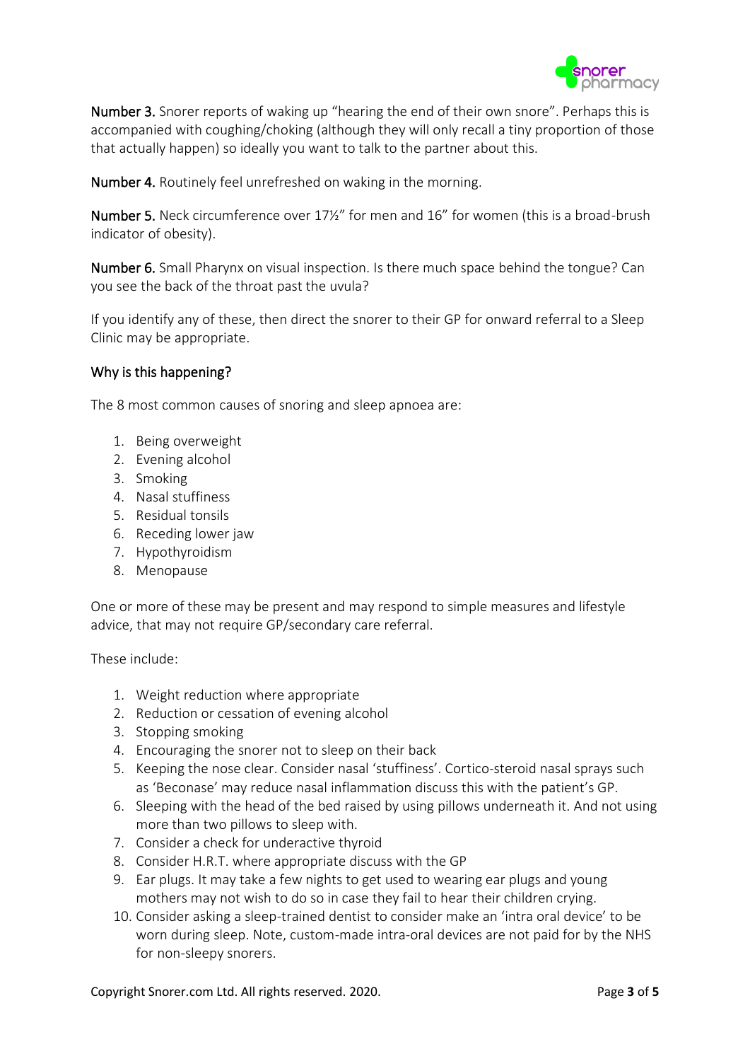**Number 3.** Snorer reports of waking up "hearing the end of their own snore". Perhaps this is accompanied with coughing/choking (although they will only recall a tiny proportion of those that actually happen) so ideally you want to talk to the partner about this.

**Number 4.** Routinely feel unrefreshed on waking in the morning.

**Number 5.** Neck circumference over 17½" for men and 16" for women (this is a broad-brush indicator of obesity).

**Number 6.** Small Pharynx on visual inspection. Is there much space behind the tongue? Can you see the back of the throat past the uvula?

If you identify any of these, then direct the snorer to their GP for onward referral to a Sleep Clinic may be appropriate.

## Why is this happening?

The 8 most common causes of snoring and sleep apnoea are:

1. Being overweight
2. Evening alcohol
3. Smoking
4. Nasal stuffiness
5. Residual tonsils
6. Receding lower jaw
7. Hypothyroidism
8. Menopause

One or more of these may be present and may respond to simple measures and lifestyle advice, that may not require GP/secondary care referral.

These include:

1. Weight reduction where appropriate
2. Reduction or cessation of evening alcohol
3. Stopping smoking
4. Encouraging the snorer not to sleep on their back
5. Keeping the nose clear. Consider nasal 'stuffiness'. Cortico-steroid nasal sprays such as 'Beconase' may reduce nasal inflammation discuss this with the patient's GP.
6. Sleeping with the head of the bed raised by using pillows underneath it. And not using more than two pillows to sleep with.
7. Consider a check for underactive thyroid
8. Consider H.R.T. where appropriate discuss with the GP
9. Ear plugs. It may take a few nights to get used to wearing ear plugs and young mothers may not wish to do so in case they fail to hear their children crying.
10. Consider asking a sleep-trained dentist to consider make an 'intra oral device' to be worn during sleep. Note, custom-made intra-oral devices are not paid for by the NHS for non-sleepy snorers.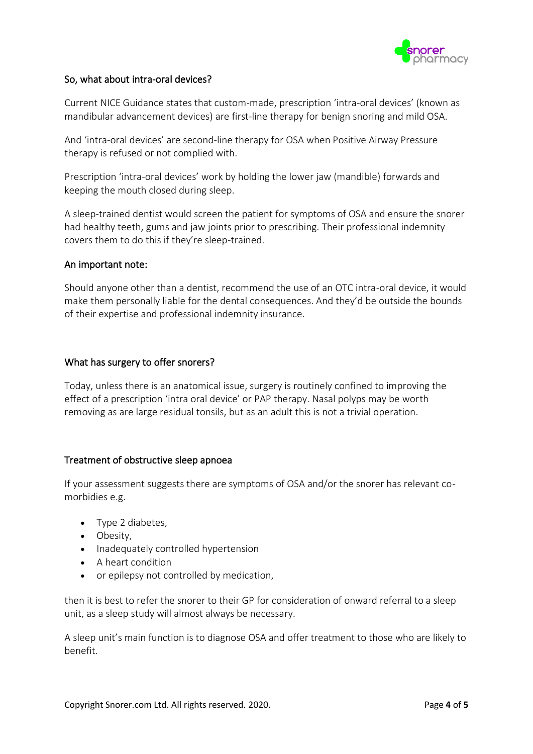## So, what about intra-oral devices?

Current NICE Guidance states that custom-made, prescription 'intra-oral devices' (known as mandibular advancement devices) are first-line therapy for benign snoring and mild OSA.

And 'intra-oral devices' are second-line therapy for OSA when Positive Airway Pressure therapy is refused or not complied with.

Prescription 'intra-oral devices' work by holding the lower jaw (mandible) forwards and keeping the mouth closed during sleep.

A sleep-trained dentist would screen the patient for symptoms of OSA and ensure the snorer had healthy teeth, gums and jaw joints prior to prescribing. Their professional indemnity covers them to do this if they're sleep-trained.

## An important note:

Should anyone other than a dentist, recommend the use of an OTC intra-oral device, it would make them personally liable for the dental consequences. And they'd be outside the bounds of their expertise and professional indemnity insurance.

## What has surgery to offer snorers?

Today, unless there is an anatomical issue, surgery is routinely confined to improving the effect of a prescription 'intra oral device' or PAP therapy. Nasal polyps may be worth removing as are large residual tonsils, but as an adult this is not a trivial operation.

## Treatment of obstructive sleep apnoea

If your assessment suggests there are symptoms of OSA and/or the snorer has relevant co-morbidies e.g.

- Type 2 diabetes,
- Obesity,
- Inadequately controlled hypertension
- A heart condition
- or epilepsy not controlled by medication,

then it is best to refer the snorer to their GP for consideration of onward referral to a sleep unit, as a sleep study will almost always be necessary.

A sleep unit's main function is to diagnose OSA and offer treatment to those who are likely to benefit.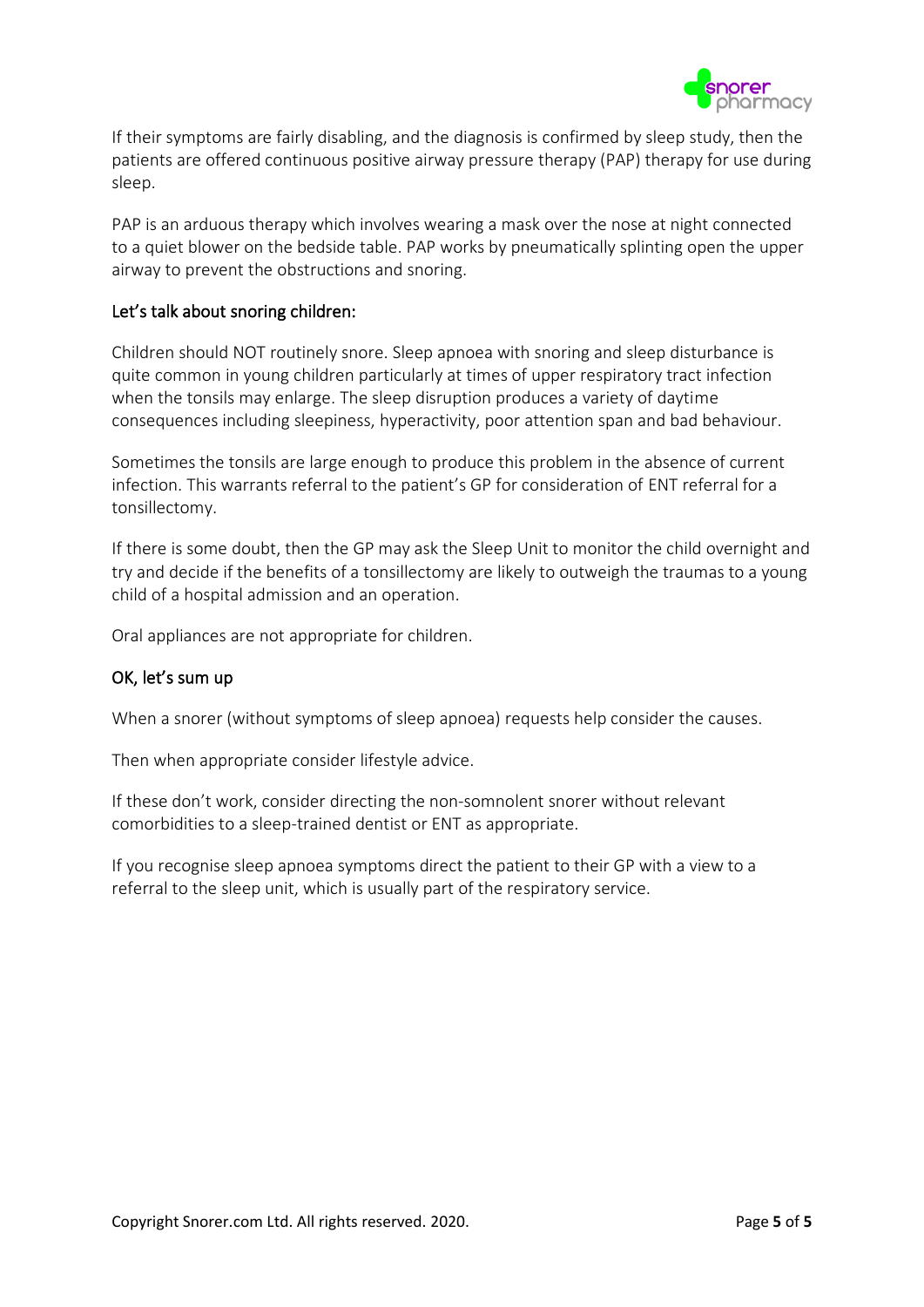If their symptoms are fairly disabling, and the diagnosis is confirmed by sleep study, then the patients are offered continuous positive airway pressure therapy (PAP) therapy for use during sleep.

PAP is an arduous therapy which involves wearing a mask over the nose at night connected to a quiet blower on the bedside table. PAP works by pneumatically splinting open the upper airway to prevent the obstructions and snoring.

## Let's talk about snoring children:

Children should NOT routinely snore. Sleep apnoea with snoring and sleep disturbance is quite common in young children particularly at times of upper respiratory tract infection when the tonsils may enlarge. The sleep disruption produces a variety of daytime consequences including sleepiness, hyperactivity, poor attention span and bad behaviour.

Sometimes the tonsils are large enough to produce this problem in the absence of current infection. This warrants referral to the patient's GP for consideration of ENT referral for a tonsillectomy.

If there is some doubt, then the GP may ask the Sleep Unit to monitor the child overnight and try and decide if the benefits of a tonsillectomy are likely to outweigh the traumas to a young child of a hospital admission and an operation.

Oral appliances are not appropriate for children.

## OK, let's sum up

When a snorer (without symptoms of sleep apnoea) requests help consider the causes.

Then when appropriate consider lifestyle advice.

If these don't work, consider directing the non-somnolent snorer without relevant comorbidities to a sleep-trained dentist or ENT as appropriate.

If you recognise sleep apnoea symptoms direct the patient to their GP with a view to a referral to the sleep unit, which is usually part of the respiratory service.